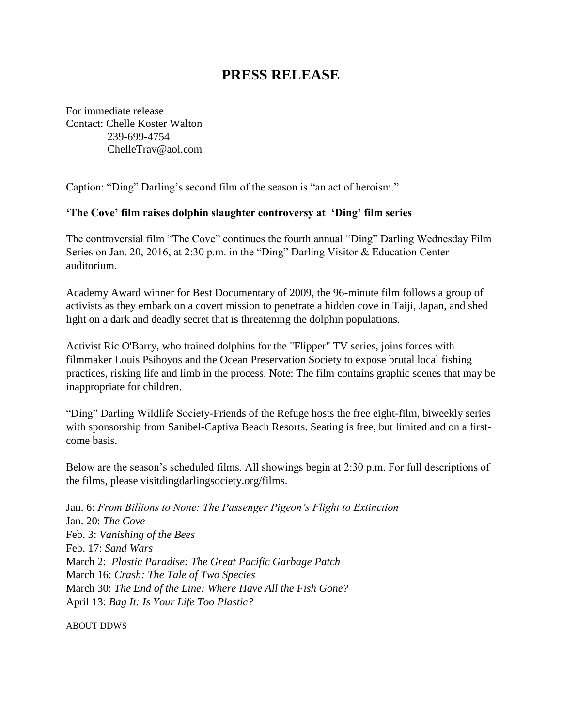# PRESS RELEASE

For immediate release
Contact: Chelle Koster Walton
239-699-4754
ChelleTrav@aol.com

Caption: "Ding" Darling's second film of the season is "an act of heroism."

**'The Cove' film raises dolphin slaughter controversy at 'Ding' film series**

The controversial film "The Cove" continues the fourth annual "Ding" Darling Wednesday Film Series on Jan. 20, 2016, at 2:30 p.m. in the "Ding" Darling Visitor & Education Center auditorium.

Academy Award winner for Best Documentary of 2009, the 96-minute film follows a group of activists as they embark on a covert mission to penetrate a hidden cove in Taiji, Japan, and shed light on a dark and deadly secret that is threatening the dolphin populations.

Activist Ric O'Barry, who trained dolphins for the "Flipper" TV series, joins forces with filmmaker Louis Psihoyos and the Ocean Preservation Society to expose brutal local fishing practices, risking life and limb in the process. Note: The film contains graphic scenes that may be inappropriate for children.

"Ding" Darling Wildlife Society-Friends of the Refuge hosts the free eight-film, biweekly series with sponsorship from Sanibel-Captiva Beach Resorts. Seating is free, but limited and on a first-come basis.

Below are the season's scheduled films. All showings begin at 2:30 p.m. For full descriptions of the films, please visitdingdarlingsociety.org/films.

Jan. 6: *From Billions to None: The Passenger Pigeon's Flight to Extinction*
Jan. 20: *The Cove*
Feb. 3: *Vanishing of the Bees*
Feb. 17: *Sand Wars*
March 2: *Plastic Paradise: The Great Pacific Garbage Patch*
March 16: *Crash: The Tale of Two Species*
March 30: *The End of the Line: Where Have All the Fish Gone?*
April 13: *Bag It: Is Your Life Too Plastic?*

ABOUT DDWS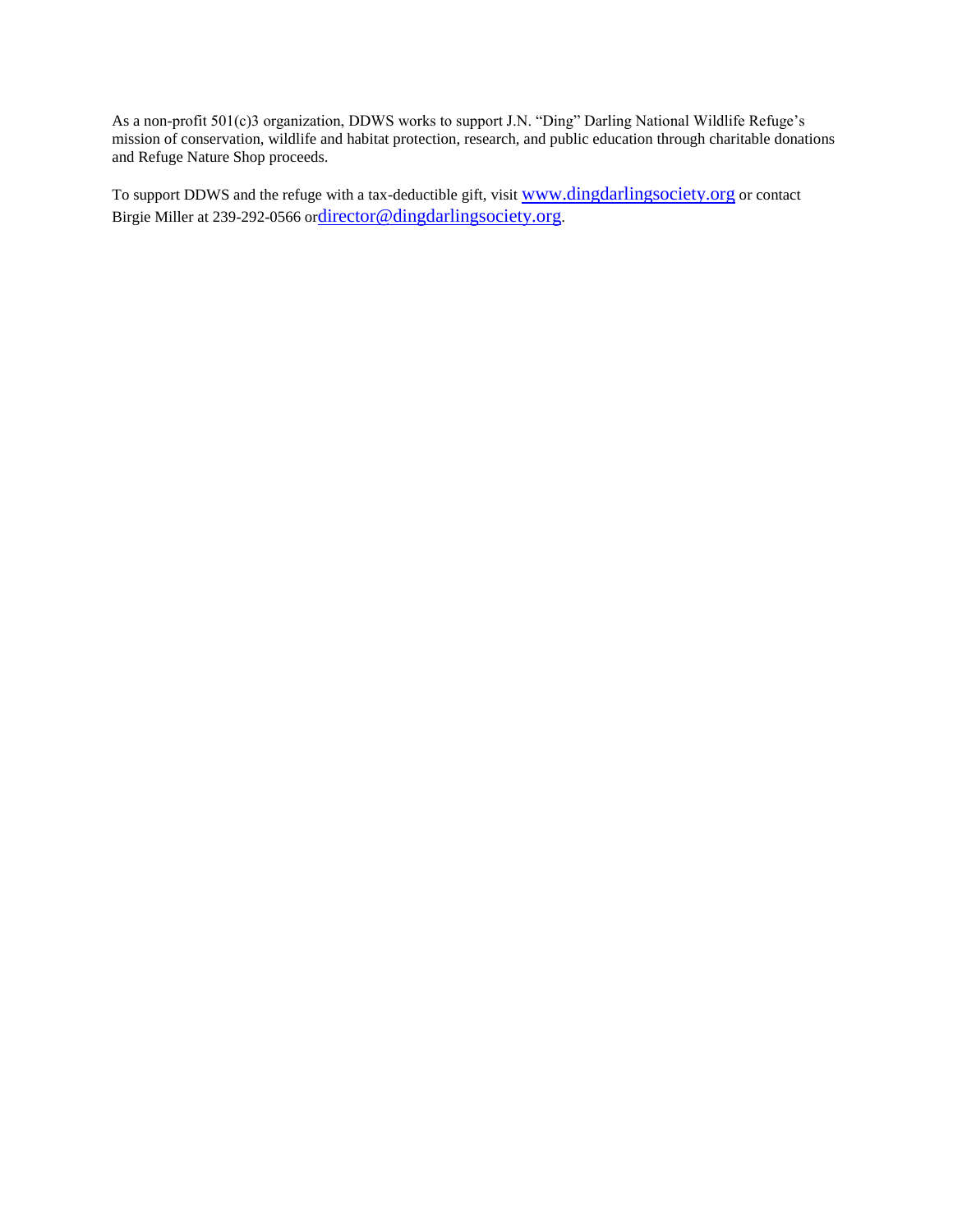As a non-profit 501(c)3 organization, DDWS works to support J.N. "Ding" Darling National Wildlife Refuge's mission of conservation, wildlife and habitat protection, research, and public education through charitable donations and Refuge Nature Shop proceeds.

To support DDWS and the refuge with a tax-deductible gift, visit www.dingdarlingsociety.org or contact Birgie Miller at 239-292-0566 ordirector@dingdarlingsociety.org.